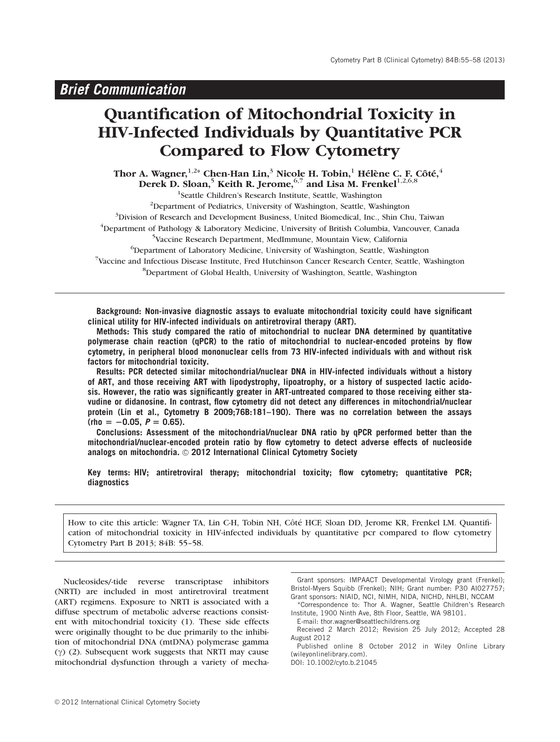## Brief Communication

# Quantification of Mitochondrial Toxicity in HIV-Infected Individuals by Quantitative PCR Compared to Flow Cytometry

**Thor A. Wagner,[1,2]\* Chen-Han Lin,[3] Nicole H. Tobin,[1] Hélène C. F. Côté,[4] Derek D. Sloan,[5] Keith R. Jerome,[6,7] and Lisa M. Frenkel[1,2,6,8]**

[1]Seattle Children's Research Institute, Seattle, Washington
[2]Department of Pediatrics, University of Washington, Seattle, Washington
[3]Division of Research and Development Business, United Biomedical, Inc., Shin Chu, Taiwan
[4]Department of Pathology & Laboratory Medicine, University of British Columbia, Vancouver, Canada
[5]Vaccine Research Department, MedImmune, Mountain View, California
[6]Department of Laboratory Medicine, University of Washington, Seattle, Washington
[7]Vaccine and Infectious Disease Institute, Fred Hutchinson Cancer Research Center, Seattle, Washington
[8]Department of Global Health, University of Washington, Seattle, Washington

**Background: Non-invasive diagnostic assays to evaluate mitochondrial toxicity could have significant clinical utility for HIV-infected individuals on antiretroviral therapy (ART).**

**Methods: This study compared the ratio of mitochondrial to nuclear DNA determined by quantitative polymerase chain reaction (qPCR) to the ratio of mitochondrial to nuclear-encoded proteins by flow cytometry, in peripheral blood mononuclear cells from 73 HIV-infected individuals with and without risk factors for mitochondrial toxicity.**

**Results: PCR detected similar mitochondrial/nuclear DNA in HIV-infected individuals without a history of ART, and those receiving ART with lipodystrophy, lipoatrophy, or a history of suspected lactic acidosis. However, the ratio was significantly greater in ART-untreated compared to those receiving either stavudine or didanosine. In contrast, flow cytometry did not detect any differences in mitochondrial/nuclear protein (Lin et al., Cytometry B 2009;76B:181–190). There was no correlation between the assays (rho = −0.05, *P* = 0.65).**

**Conclusions: Assessment of the mitochondrial/nuclear DNA ratio by qPCR performed better than the mitochondrial/nuclear-encoded protein ratio by flow cytometry to detect adverse effects of nucleoside analogs on mitochondria. © 2012 International Clinical Cytometry Society**

**Key terms: HIV; antiretroviral therapy; mitochondrial toxicity; flow cytometry; quantitative PCR; diagnostics**

How to cite this article: Wagner TA, Lin C-H, Tobin NH, Côté HCF, Sloan DD, Jerome KR, Frenkel LM. Quantification of mitochondrial toxicity in HIV-infected individuals by quantitative pcr compared to flow cytometry Cytometry Part B 2013; 84B: 55–58.

Nucleosides/-tide reverse transcriptase inhibitors (NRTI) are included in most antiretroviral treatment (ART) regimens. Exposure to NRTI is associated with a diffuse spectrum of metabolic adverse reactions consistent with mitochondrial toxicity (1). These side effects were originally thought to be due primarily to the inhibition of mitochondrial DNA (mtDNA) polymerase gamma ($\gamma$) (2). Subsequent work suggests that NRTI may cause mitochondrial dysfunction through a variety of mecha-

Grant sponsors: IMPAACT Developmental Virology grant (Frenkel); Bristol-Myers Squibb (Frenkel); NIH; Grant number: P30 AI027757; Grant sponsors: NIAID, NCI, NIMH, NIDA, NICHD, NHLBI, NCCAM

\*Correspondence to: Thor A. Wagner, Seattle Children's Research Institute, 1900 Ninth Ave, 8th Floor, Seattle, WA 98101.

E-mail: thor.wagner@seattlechildrens.org

Received 2 March 2012; Revision 25 July 2012; Accepted 28 August 2012

Published online 8 October 2012 in Wiley Online Library (wileyonlinelibrary.com).

DOI: 10.1002/cyto.b.21045

© 2012 International Clinical Cytometry Society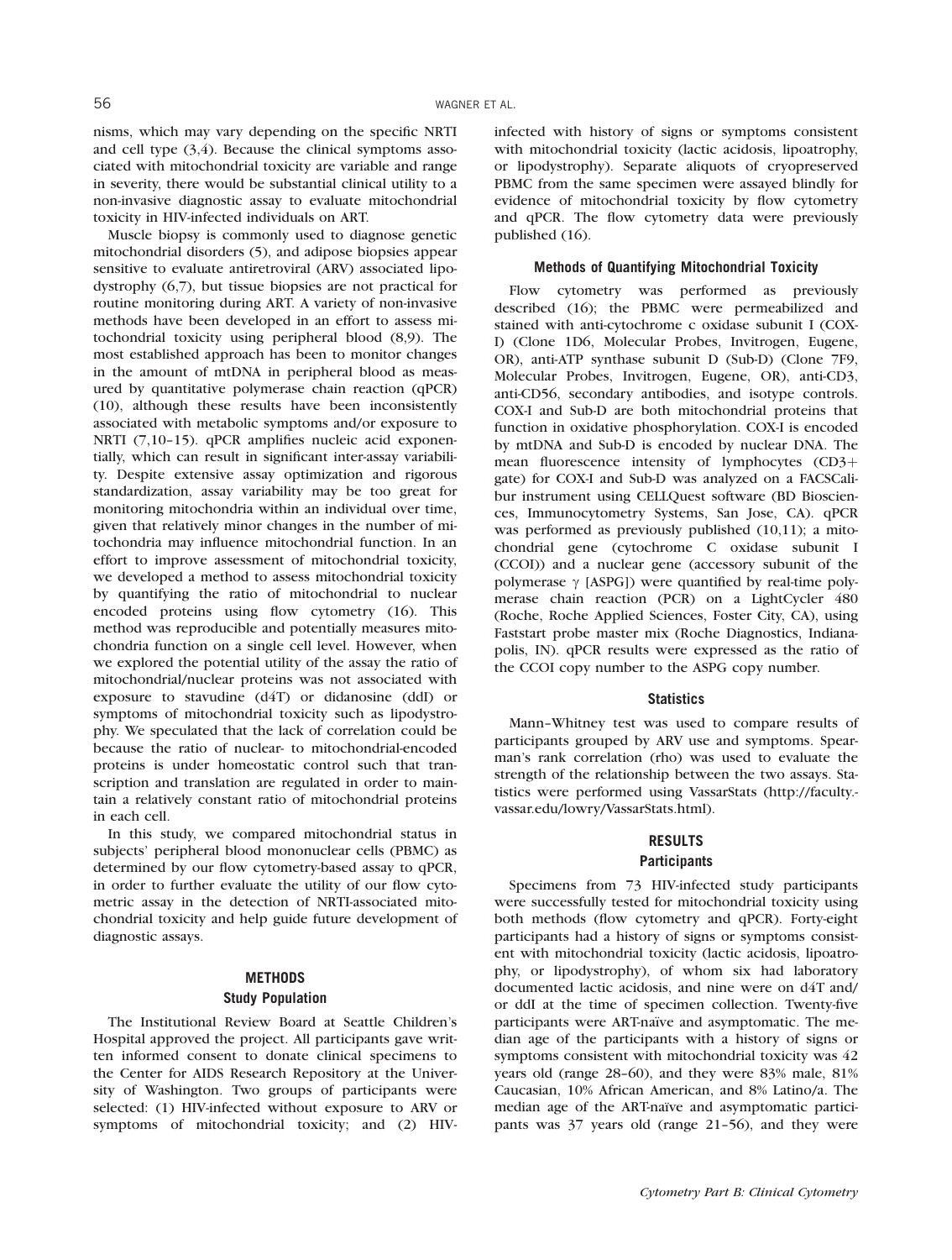nisms, which may vary depending on the specific NRTI and cell type (3,4). Because the clinical symptoms associated with mitochondrial toxicity are variable and range in severity, there would be substantial clinical utility to a non-invasive diagnostic assay to evaluate mitochondrial toxicity in HIV-infected individuals on ART.

Muscle biopsy is commonly used to diagnose genetic mitochondrial disorders (5), and adipose biopsies appear sensitive to evaluate antiretroviral (ARV) associated lipodystrophy (6,7), but tissue biopsies are not practical for routine monitoring during ART. A variety of non-invasive methods have been developed in an effort to assess mitochondrial toxicity using peripheral blood (8,9). The most established approach has been to monitor changes in the amount of mtDNA in peripheral blood as measured by quantitative polymerase chain reaction (qPCR) (10), although these results have been inconsistently associated with metabolic symptoms and/or exposure to NRTI (7,10–15). qPCR amplifies nucleic acid exponentially, which can result in significant inter-assay variability. Despite extensive assay optimization and rigorous standardization, assay variability may be too great for monitoring mitochondria within an individual over time, given that relatively minor changes in the number of mitochondria may influence mitochondrial function. In an effort to improve assessment of mitochondrial toxicity, we developed a method to assess mitochondrial toxicity by quantifying the ratio of mitochondrial to nuclear encoded proteins using flow cytometry (16). This method was reproducible and potentially measures mitochondria function on a single cell level. However, when we explored the potential utility of the assay the ratio of mitochondrial/nuclear proteins was not associated with exposure to stavudine (d4T) or didanosine (ddI) or symptoms of mitochondrial toxicity such as lipodystrophy. We speculated that the lack of correlation could be because the ratio of nuclear- to mitochondrial-encoded proteins is under homeostatic control such that transcription and translation are regulated in order to maintain a relatively constant ratio of mitochondrial proteins in each cell.

In this study, we compared mitochondrial status in subjects' peripheral blood mononuclear cells (PBMC) as determined by our flow cytometry-based assay to qPCR, in order to further evaluate the utility of our flow cytometric assay in the detection of NRTI-associated mitochondrial toxicity and help guide future development of diagnostic assays.

## METHODS

### Study Population

The Institutional Review Board at Seattle Children's Hospital approved the project. All participants gave written informed consent to donate clinical specimens to the Center for AIDS Research Repository at the University of Washington. Two groups of participants were selected: (1) HIV-infected without exposure to ARV or symptoms of mitochondrial toxicity; and (2) HIV-infected with history of signs or symptoms consistent with mitochondrial toxicity (lactic acidosis, lipoatrophy, or lipodystrophy). Separate aliquots of cryopreserved PBMC from the same specimen were assayed blindly for evidence of mitochondrial toxicity by flow cytometry and qPCR. The flow cytometry data were previously published (16).

### Methods of Quantifying Mitochondrial Toxicity

Flow cytometry was performed as previously described (16); the PBMC were permeabilized and stained with anti-cytochrome c oxidase subunit I (COX-I) (Clone 1D6, Molecular Probes, Invitrogen, Eugene, OR), anti-ATP synthase subunit D (Sub-D) (Clone 7F9, Molecular Probes, Invitrogen, Eugene, OR), anti-CD3, anti-CD56, secondary antibodies, and isotype controls. COX-I and Sub-D are both mitochondrial proteins that function in oxidative phosphorylation. COX-I is encoded by mtDNA and Sub-D is encoded by nuclear DNA. The mean fluorescence intensity of lymphocytes (CD3+ gate) for COX-I and Sub-D was analyzed on a FACSCalibur instrument using CELLQuest software (BD Biosciences, Immunocytometry Systems, San Jose, CA). qPCR was performed as previously published (10,11); a mitochondrial gene (cytochrome C oxidase subunit I (CCOI)) and a nuclear gene (accessory subunit of the polymerase $\gamma$ [ASPG]) were quantified by real-time polymerase chain reaction (PCR) on a LightCycler 480 (Roche, Roche Applied Sciences, Foster City, CA), using Faststart probe master mix (Roche Diagnostics, Indianapolis, IN). qPCR results were expressed as the ratio of the CCOI copy number to the ASPG copy number.

### Statistics

Mann–Whitney test was used to compare results of participants grouped by ARV use and symptoms. Spearman's rank correlation (rho) was used to evaluate the strength of the relationship between the two assays. Statistics were performed using VassarStats (http://faculty.vassar.edu/lowry/VassarStats.html).

## RESULTS

### Participants

Specimens from 73 HIV-infected study participants were successfully tested for mitochondrial toxicity using both methods (flow cytometry and qPCR). Forty-eight participants had a history of signs or symptoms consistent with mitochondrial toxicity (lactic acidosis, lipoatrophy, or lipodystrophy), of whom six had laboratory documented lactic acidosis, and nine were on d4T and/or ddI at the time of specimen collection. Twenty-five participants were ART-naïve and asymptomatic. The median age of the participants with a history of signs or symptoms consistent with mitochondrial toxicity was 42 years old (range 28–60), and they were 83% male, 81% Caucasian, 10% African American, and 8% Latino/a. The median age of the ART-naïve and asymptomatic participants was 37 years old (range 21–56), and they were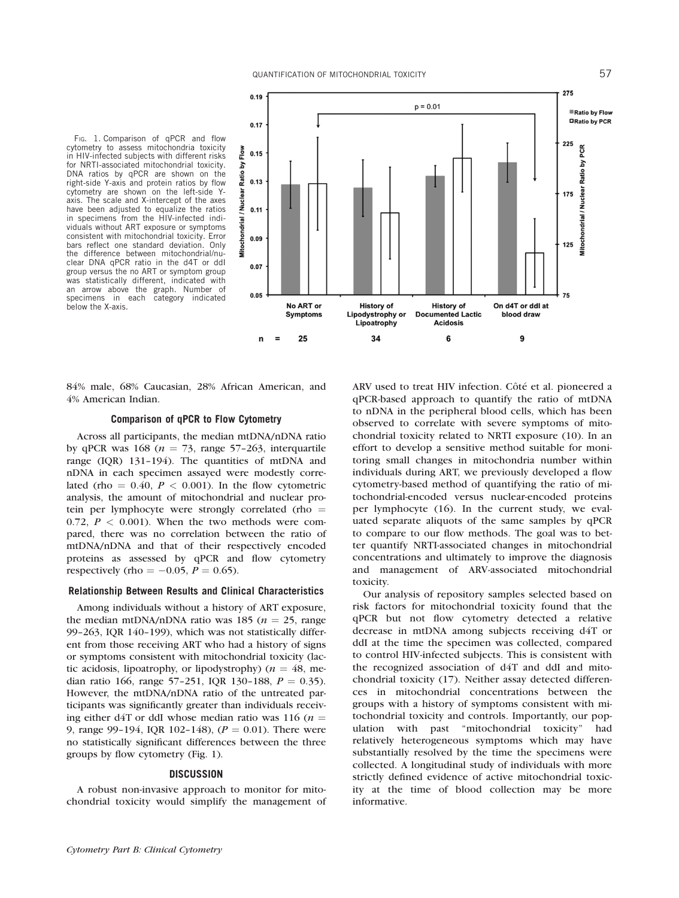FIG. 1. Comparison of qPCR and flow cytometry to assess mitochondria toxicity in HIV-infected subjects with different risks for NRTI-associated mitochondrial toxicity. DNA ratios by qPCR are shown on the right-side Y-axis and protein ratios by flow cytometry are shown on the left-side Y-axis. The scale and X-intercept of the axes have been adjusted to equalize the ratios in specimens from the HIV-infected individuals without ART exposure or symptoms consistent with mitochondrial toxicity. Error bars reflect one standard deviation. Only the difference between mitochondrial/nuclear DNA qPCR ratio in the d4T or ddI group versus the no ART or symptom group was statistically different, indicated with an arrow above the graph. Number of specimens in each category indicated below the X-axis.

84% male, 68% Caucasian, 28% African American, and 4% American Indian.

### Comparison of qPCR to Flow Cytometry

Across all participants, the median mtDNA/nDNA ratio by qPCR was 168 ($n = 73$, range 57–263, interquartile range (IQR) 131–194). The quantities of mtDNA and nDNA in each specimen assayed were modestly correlated (rho = 0.40, $P < 0.001$). In the flow cytometric analysis, the amount of mitochondrial and nuclear protein per lymphocyte were strongly correlated (rho = 0.72, $P < 0.001$). When the two methods were compared, there was no correlation between the ratio of mtDNA/nDNA and that of their respectively encoded proteins as assessed by qPCR and flow cytometry respectively (rho = −0.05, $P = 0.65$).

### Relationship Between Results and Clinical Characteristics

Among individuals without a history of ART exposure, the median mtDNA/nDNA ratio was 185 ($n = 25$, range 99–263, IQR 140–199), which was not statistically different from those receiving ART who had a history of signs or symptoms consistent with mitochondrial toxicity (lactic acidosis, lipoatrophy, or lipodystrophy) ($n = 48$, median ratio 166, range 57–251, IQR 130–188, $P = 0.35$). However, the mtDNA/nDNA ratio of the untreated participants was significantly greater than individuals receiving either d4T or ddI whose median ratio was 116 ($n = 9$, range 99–194, IQR 102–148), ($P = 0.01$). There were no statistically significant differences between the three groups by flow cytometry (Fig. 1).

## DISCUSSION

A robust non-invasive approach to monitor for mitochondrial toxicity would simplify the management of ARV used to treat HIV infection. Côté et al. pioneered a qPCR-based approach to quantify the ratio of mtDNA to nDNA in the peripheral blood cells, which has been observed to correlate with severe symptoms of mitochondrial toxicity related to NRTI exposure (10). In an effort to develop a sensitive method suitable for monitoring small changes in mitochondria number within individuals during ART, we previously developed a flow cytometry-based method of quantifying the ratio of mitochondrial-encoded versus nuclear-encoded proteins per lymphocyte (16). In the current study, we evaluated separate aliquots of the same samples by qPCR to compare to our flow methods. The goal was to better quantify NRTI-associated changes in mitochondrial concentrations and ultimately to improve the diagnosis and management of ARV-associated mitochondrial toxicity.

Our analysis of repository samples selected based on risk factors for mitochondrial toxicity found that the qPCR but not flow cytometry detected a relative decrease in mtDNA among subjects receiving d4T or ddI at the time the specimen was collected, compared to control HIV-infected subjects. This is consistent with the recognized association of d4T and ddI and mitochondrial toxicity (17). Neither assay detected differences in mitochondrial concentrations between the groups with a history of symptoms consistent with mitochondrial toxicity and controls. Importantly, our population with past "mitochondrial toxicity" had relatively heterogeneous symptoms which may have substantially resolved by the time the specimens were collected. A longitudinal study of individuals with more strictly defined evidence of active mitochondrial toxicity at the time of blood collection may be more informative.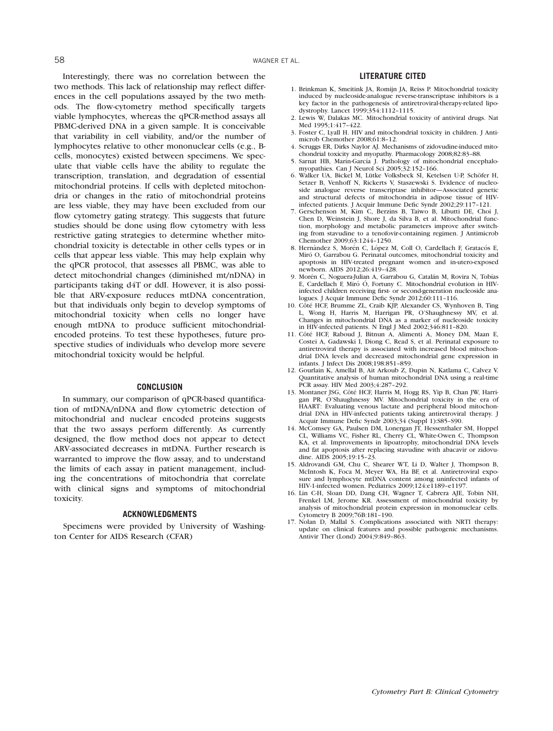Interestingly, there was no correlation between the two methods. This lack of relationship may reflect differences in the cell populations assayed by the two methods. The flow-cytometry method specifically targets viable lymphocytes, whereas the qPCR-method assays all PBMC-derived DNA in a given sample. It is conceivable that variability in cell viability, and/or the number of lymphocytes relative to other mononuclear cells (e.g., B-cells, monocytes) existed between specimens. We speculate that viable cells have the ability to regulate the transcription, translation, and degradation of essential mitochondrial proteins. If cells with depleted mitochondria or changes in the ratio of mitochondrial proteins are less viable, they may have been excluded from our flow cytometry gating strategy. This suggests that future studies should be done using flow cytometry with less restrictive gating strategies to determine whether mitochondrial toxicity is detectable in other cells types or in cells that appear less viable. This may help explain why the qPCR protocol, that assesses all PBMC, was able to detect mitochondrial changes (diminished mt/nDNA) in participants taking d4T or ddI. However, it is also possible that ARV-exposure reduces mtDNA concentration, but that individuals only begin to develop symptoms of mitochondrial toxicity when cells no longer have enough mtDNA to produce sufficient mitochondrial-encoded proteins. To test these hypotheses, future prospective studies of individuals who develop more severe mitochondrial toxicity would be helpful.

## CONCLUSION

In summary, our comparison of qPCR-based quantification of mtDNA/nDNA and flow cytometric detection of mitochondrial and nuclear encoded proteins suggests that the two assays perform differently. As currently designed, the flow method does not appear to detect ARV-associated decreases in mtDNA. Further research is warranted to improve the flow assay, and to understand the limits of each assay in patient management, including the concentrations of mitochondria that correlate with clinical signs and symptoms of mitochondrial toxicity.

## ACKNOWLEDGMENTS

Specimens were provided by University of Washington Center for AIDS Research (CFAR)

## LITERATURE CITED

1. Brinkman K, Smeitink JA, Romijn JA, Reiss P. Mitochondrial toxicity induced by nucleoside-analogue reverse-transcriptase inhibitors is a key factor in the pathogenesis of antiretroviral-therapy-related lipodystrophy. Lancet 1999;354:1112–1115.
2. Lewis W, Dalakas MC. Mitochondrial toxicity of antiviral drugs. Nat Med 1995;1:417–422.
3. Foster C, Lyall H. HIV and mitochondrial toxicity in children. J Antimicrob Chemother 2008;61:8–12.
4. Scruggs ER, Dirks Naylor AJ. Mechanisms of zidovudine-induced mitochondrial toxicity and myopathy. Pharmacology 2008;82:83–88.
5. Sarnat HB, Marín-García J. Pathology of mitochondrial encephalomyopathies. Can J Neurol Sci 2005;32:152–166.
6. Walker UA, Bickel M, Lütke Volksbeck SI, Ketelsen U-P, Schöfer H, Setzer B, Venhoff N, Rickerts V, Staszewski S. Evidence of nucleoside analogue reverse transcriptase inhibitor—Associated genetic and structural defects of mitochondria in adipose tissue of HIV-infected patients. J Acquir Immune Defic Syndr 2002;29:117–121.
7. Gerschenson M, Kim C, Berzins B, Taiwo B, Libutti DE, Choi J, Chen D, Weinstein J, Shore J, da Silva B, et al. Mitochondrial function, morphology and metabolic parameters improve after switching from stavudine to a tenofovir-containing regimen. J Antimicrob Chemother 2009;63:1244–1250.
8. Hernàndez S, Morén C, López M, Coll O, Cardellach F, Gratacós E, Miró O, Garrabou G. Perinatal outcomes, mitochondrial toxicity and apoptosis in HIV-treated pregnant women and in-utero-exposed newborn. AIDS 2012;26:419–428.
9. Morén C, Noguera-Julian A, Garrabou G, Catalán M, Rovira N, Tobías E, Cardellach F, Miró Ó, Fortuny C. Mitochondrial evolution in HIV-infected children receiving first- or second-generation nucleoside analogues. J Acquir Immune Defic Syndr 2012;60:111–116.
10. Côté HCF, Brumme ZL, Craib KJP, Alexander CS, Wynhoven B, Ting L, Wong H, Harris M, Harrigan PR, O'Shaughnessy MV, et al. Changes in mitochondrial DNA as a marker of nucleoside toxicity in HIV-infected patients. N Engl J Med 2002;346:811–820.
11. Côté HCF, Raboud J, Bitnun A, Alimenti A, Money DM, Maan E, Costei A, Gadawski I, Diong C, Read S, et al. Perinatal exposure to antiretroviral therapy is associated with increased blood mitochondrial DNA levels and decreased mitochondrial gene expression in infants. J Infect Dis 2008;198:851–859.
12. Gourlain K, Amellal B, Ait Arkoub Z, Dupin N, Katlama C, Calvez V. Quantitative analysis of human mitochondrial DNA using a real-time PCR assay. HIV Med 2003;4:287–292.
13. Montaner JSG, Côté HCF, Harris M, Hogg RS, Yip B, Chan JW, Harrigan PR, O'Shaughnessy MV. Mitochondrial toxicity in the era of HAART: Evaluating venous lactate and peripheral blood mitochondrial DNA in HIV-infected patients taking antiretroviral therapy. J Acquir Immune Defic Syndr 2003;34 (Suppl 1):S85–S90.
14. McComsey GA, Paulsen DM, Lonergan JT, Hessenthaler SM, Hoppel CL, Williams VC, Fisher RL, Cherry CL, White-Owen C, Thompson KA, et al. Improvements in lipoatrophy, mitochondrial DNA levels and fat apoptosis after replacing stavudine with abacavir or zidovudine. AIDS 2005;19:15–23.
15. Aldrovandi GM, Chu C, Shearer WT, Li D, Walter J, Thompson B, McIntosh K, Foca M, Meyer WA, Ha BF, et al. Antiretroviral exposure and lymphocyte mtDNA content among uninfected infants of HIV-1-infected women. Pediatrics 2009;124:e1189–e1197.
16. Lin C-H, Sloan DD, Dang CH, Wagner T, Cabrera AJE, Tobin NH, Frenkel LM, Jerome KR. Assessment of mitochondrial toxicity by analysis of mitochondrial protein expression in mononuclear cells. Cytometry B 2009;76B:181–190.
17. Nolan D, Mallal S. Complications associated with NRTI therapy: update on clinical features and possible pathogenic mechanisms. Antivir Ther (Lond) 2004;9:849–863.